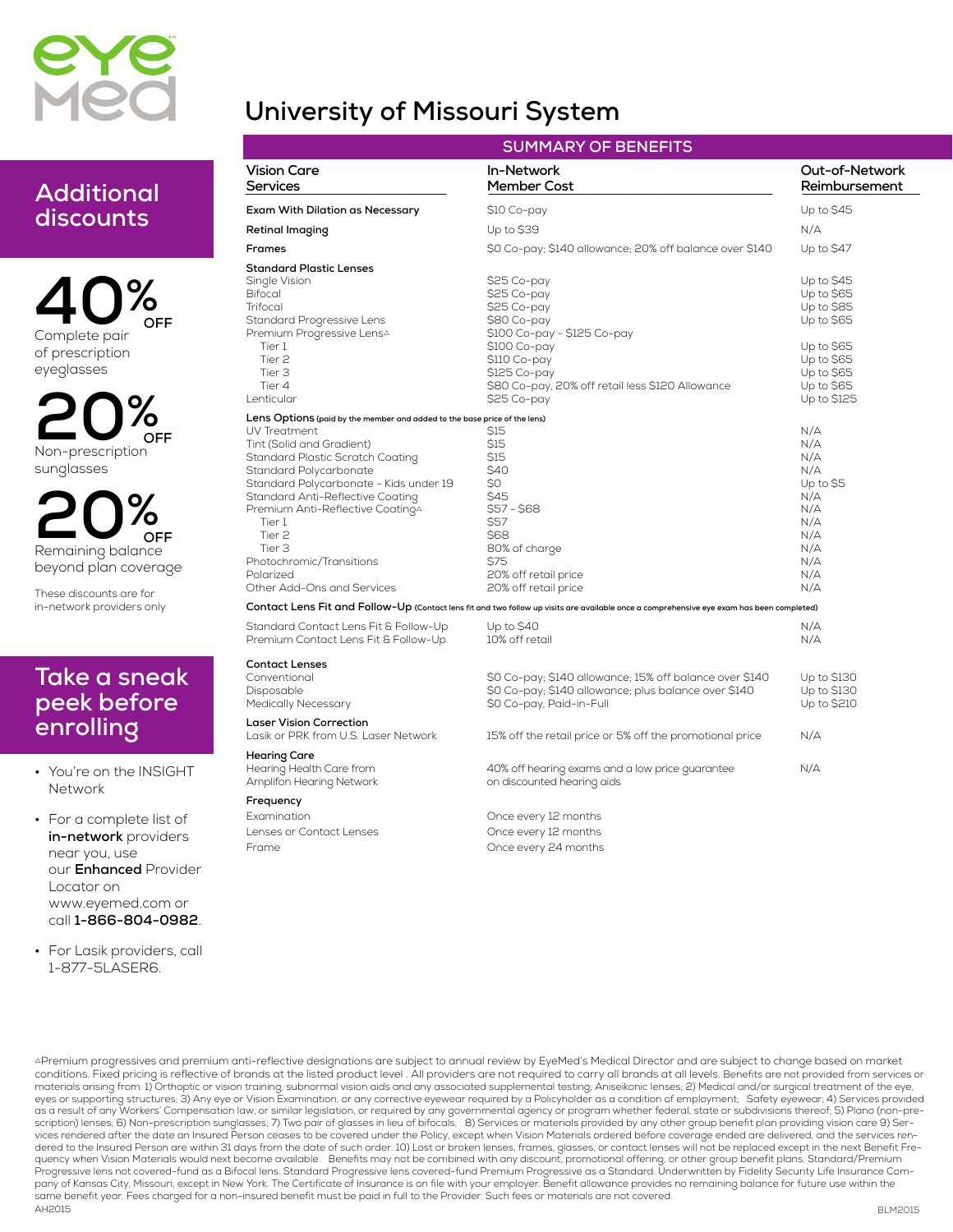# University of Missouri System

## SUMMARY OF BENEFITS

| Vision Care Services | In-Network Member Cost | Out-of-Network Reimbursement |
|---|---|---|
| **Exam With Dilation as Necessary** | $10 Co-pay | Up to $45 |
| **Retinal Imaging** | Up to $39 | N/A |
| **Frames** | $0 Co-pay; $140 allowance; 20% off balance over $140 | Up to $47 |
| **Standard Plastic Lenses** | | |
| Single Vision | $25 Co-pay | Up to $45 |
| Bifocal | $25 Co-pay | Up to $65 |
| Trifocal | $25 Co-pay | Up to $85 |
| Standard Progressive Lens | $80 Co-pay | Up to $65 |
| Premium Progressive Lens△ | $100 Co-pay - $125 Co-pay | |
| Tier 1 | $100 Co-pay | Up to $65 |
| Tier 2 | $110 Co-pay | Up to $65 |
| Tier 3 | $125 Co-pay | Up to $65 |
| Tier 4 | $80 Co-pay, 20% off retail less $120 Allowance | Up to $65 |
| Lenticular | $25 Co-pay | Up to $125 |
| **Lens Options** (paid by the member and added to the base price of the lens) | | |
| UV Treatment | $15 | N/A |
| Tint (Solid and Gradient) | $15 | N/A |
| Standard Plastic Scratch Coating | $15 | N/A |
| Standard Polycarbonate | $40 | N/A |
| Standard Polycarbonate - Kids under 19 | $0 | Up to $5 |
| Standard Anti-Reflective Coating | $45 | N/A |
| Premium Anti-Reflective Coating△ | $57 - $68 | N/A |
| Tier 1 | $57 | N/A |
| Tier 2 | $68 | N/A |
| Tier 3 | 80% of charge | N/A |
| Photochromic/Transitions | $75 | N/A |
| Polarized | 20% off retail price | N/A |
| Other Add-Ons and Services | 20% off retail price | N/A |
| **Contact Lens Fit and Follow-Up** (Contact lens fit and two follow up visits are available once a comprehensive eye exam has been completed) | | |
| Standard Contact Lens Fit & Follow-Up | Up to $40 | N/A |
| Premium Contact Lens Fit & Follow-Up | 10% off retail | N/A |
| **Contact Lenses** | | |
| Conventional | $0 Co-pay; $140 allowance; 15% off balance over $140 | Up to $130 |
| Disposable | $0 Co-pay; $140 allowance; plus balance over $140 | Up to $130 |
| Medically Necessary | $0 Co-pay, Paid-in-Full | Up to $210 |
| **Laser Vision Correction** | | |
| Lasik or PRK from U.S. Laser Network | 15% off the retail price or 5% off the promotional price | N/A |
| **Hearing Care** | | |
| Hearing Health Care from Amplifon Hearing Network | 40% off hearing exams and a low price guarantee on discounted hearing aids | N/A |
| **Frequency** | | |
| Examination | Once every 12 months | |
| Lenses or Contact Lenses | Once every 12 months | |
| Frame | Once every 24 months | |

## Additional discounts

**40% OFF** Complete pair of prescription eyeglasses

**20% OFF** Non-prescription sunglasses

**20% OFF** Remaining balance beyond plan coverage

These discounts are for in-network providers only

## Take a sneak peek before enrolling

- You're on the INSIGHT Network
- For a complete list of **in-network** providers near you, use our **Enhanced** Provider Locator on www.eyemed.com or call **1-866-804-0982**.
- For Lasik providers, call 1-877-5LASER6.

△Premium progressives and premium anti-reflective designations are subject to annual review by EyeMed's Medical Director and are subject to change based on market conditions. Fixed pricing is reflective of brands at the listed product level . All providers are not required to carry all brands at all levels. Benefits are not provided from services or materials arising from: 1) Orthoptic or vision training, subnormal vision aids and any associated supplemental testing; Aniseikonic lenses; 2) Medical and/or surgical treatment of the eye, eyes or supporting structures; 3) Any eye or Vision Examination, or any corrective eyewear required by a Policyholder as a condition of employment; Safety eyewear; 4) Services provided as a result of any Workers' Compensation law, or similar legislation, or required by any governmental agency or program whether federal, state or subdivisions thereof; 5) Plano (non-prescription) lenses; 6) Non-prescription sunglasses; 7) Two pair of glasses in lieu of bifocals; 8) Services or materials provided by any other group benefit plan providing vision care 9) Services rendered after the date an Insured Person ceases to be covered under the Policy, except when Vision Materials ordered before coverage ended are delivered, and the services rendered to the Insured Person are within 31 days from the date of such order. 10) Lost or broken lenses, frames, glasses, or contact lenses will not be replaced except in the next Benefit Frequency when Vision Materials would next become available. Benefits may not be combined with any discount, promotional offering, or other group benefit plans. Standard/Premium Progressive lens not covered-fund as a Bifocal lens. Standard Progressive lens covered-fund Premium Progressive as a Standard. Underwritten by Fidelity Security Life Insurance Company of Kansas City, Missouri, except in New York. The Certificate of Insurance is on file with your employer. Benefit allowance provides no remaining balance for future use within the same benefit year. Fees charged for a non-insured benefit must be paid in full to the Provider. Such fees or materials are not covered.

AH2015 BLM2015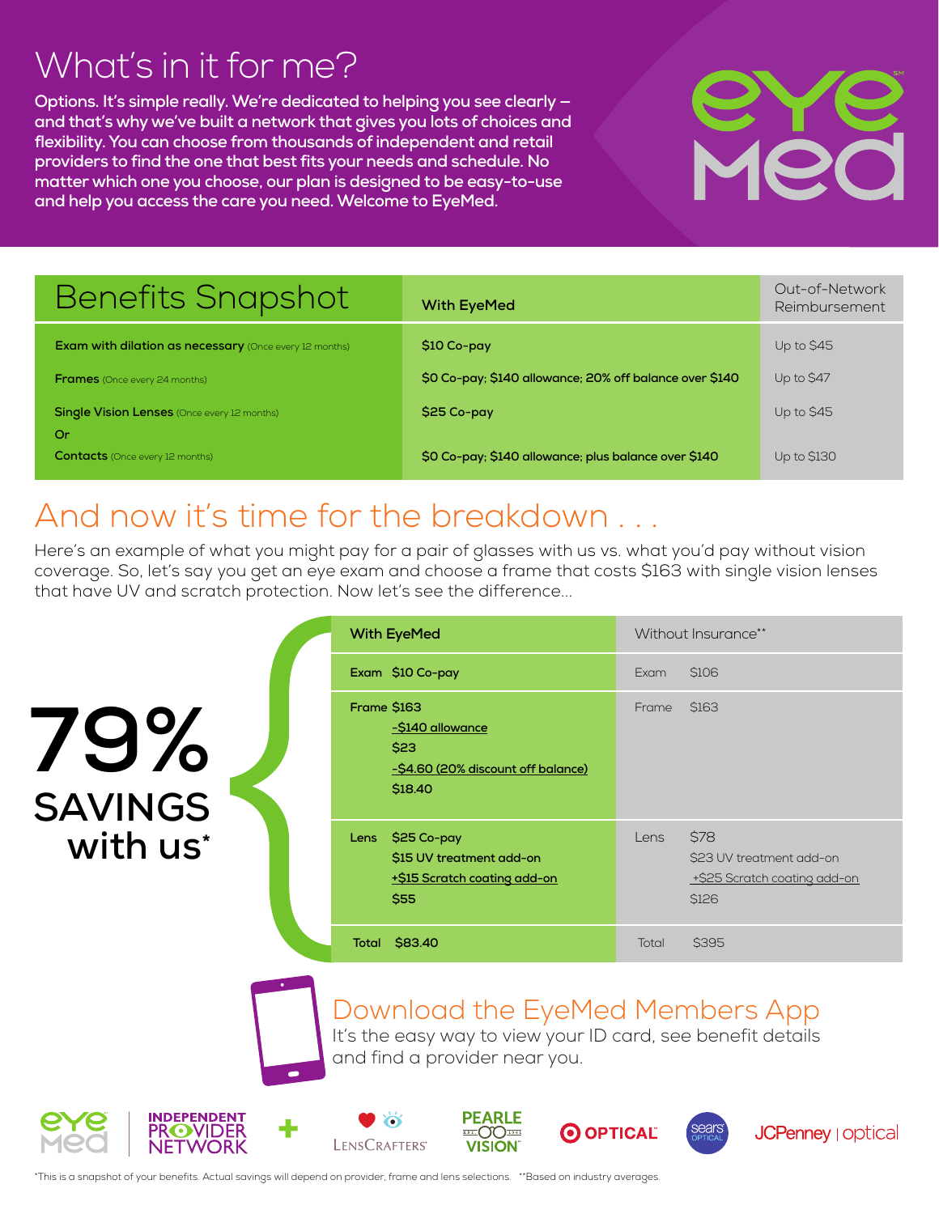# What's in it for me?

**Options. It's simple really. We're dedicated to helping you see clearly – and that's why we've built a network that gives you lots of choices and flexibility. You can choose from thousands of independent and retail providers to find the one that best fits your needs and schedule. No matter which one you choose, our plan is designed to be easy-to-use and help you access the care you need. Welcome to EyeMed.**

| Benefits Snapshot | With EyeMed | Out-of-Network Reimbursement |
|---|---|---|
| **Exam with dilation as necessary** (Once every 12 months) | $10 Co-pay | Up to $45 |
| **Frames** (Once every 24 months) | $0 Co-pay; $140 allowance; 20% off balance over $140 | Up to $47 |
| **Single Vision Lenses** (Once every 12 months) | $25 Co-pay | Up to $45 |
| Or | | |
| **Contacts** (Once every 12 months) | $0 Co-pay; $140 allowance; plus balance over $140 | Up to $130 |

## And now it's time for the breakdown . . .

Here's an example of what you might pay for a pair of glasses with us vs. what you'd pay without vision coverage. So, let's say you get an eye exam and choose a frame that costs $163 with single vision lenses that have UV and scratch protection. Now let's see the difference...

**79% SAVINGS with us***

| With EyeMed | Without Insurance** |
|---|---|
| Exam $10 Co-pay | Exam $106 |
| Frame $163<br>-$140 allowance<br>$23<br>-$4.60 (20% discount off balance)<br>$18.40 | Frame $163 |
| Lens $25 Co-pay<br>$15 UV treatment add-on<br>+$15 Scratch coating add-on<br>$55 | Lens $78<br>$23 UV treatment add-on<br>+$25 Scratch coating add-on<br>$126 |
| Total $83.40 | Total $395 |

## Download the EyeMed Members App

It's the easy way to view your ID card, see benefit details and find a provider near you.

INDEPENDENT PROVIDER NETWORK + LensCrafters, Pearle Vision, Target Optical, Sears Optical, JCPenney optical

*This is a snapshot of your benefits. Actual savings will depend on provider, frame and lens selections. **Based on industry averages.